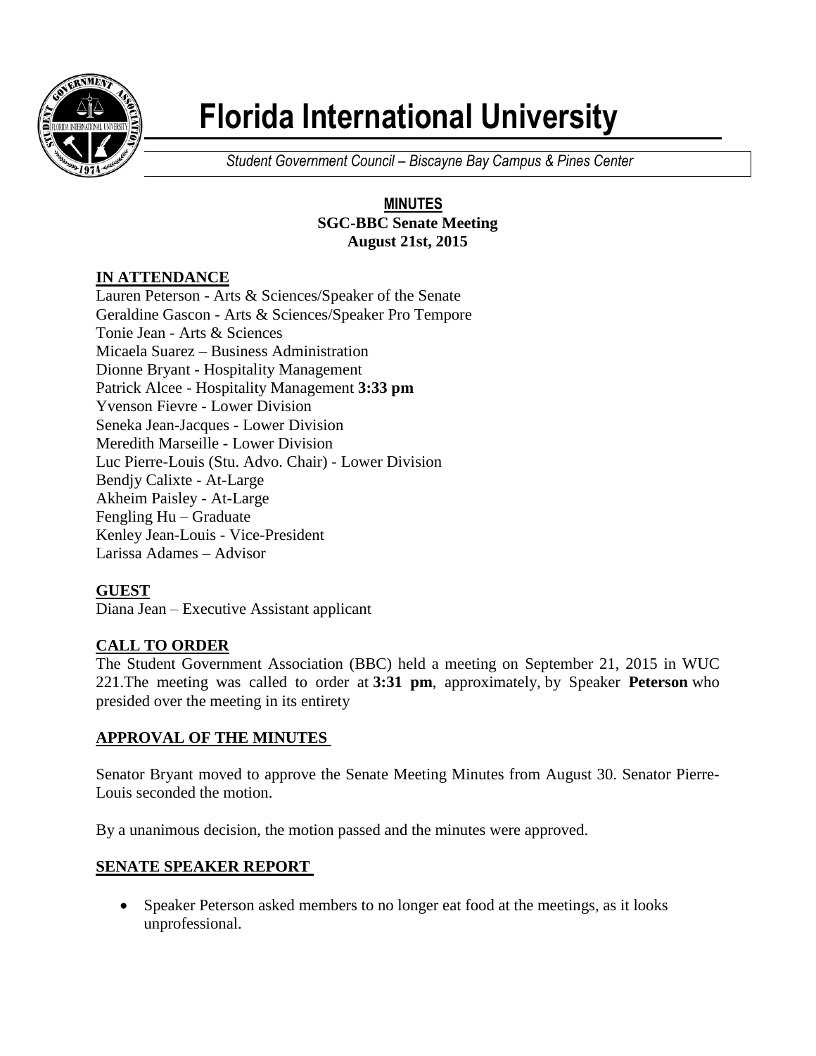# Florida International University

*Student Government Council – Biscayne Bay Campus & Pines Center*

**MINUTES**
**SGC-BBC Senate Meeting**
**August 21st, 2015**

## IN ATTENDANCE

Lauren Peterson - Arts & Sciences/Speaker of the Senate
Geraldine Gascon - Arts & Sciences/Speaker Pro Tempore
Tonie Jean - Arts & Sciences
Micaela Suarez – Business Administration
Dionne Bryant - Hospitality Management
Patrick Alcee - Hospitality Management **3:33 pm**
Yvenson Fievre - Lower Division
Seneka Jean-Jacques - Lower Division
Meredith Marseille - Lower Division
Luc Pierre-Louis (Stu. Advo. Chair) - Lower Division
Bendjy Calixte - At-Large
Akheim Paisley - At-Large
Fengling Hu – Graduate
Kenley Jean-Louis - Vice-President
Larissa Adames – Advisor

## GUEST

Diana Jean – Executive Assistant applicant

## CALL TO ORDER

The Student Government Association (BBC) held a meeting on September 21, 2015 in WUC 221.The meeting was called to order at **3:31 pm**, approximately, by Speaker **Peterson** who presided over the meeting in its entirety

## APPROVAL OF THE MINUTES

Senator Bryant moved to approve the Senate Meeting Minutes from August 30. Senator Pierre-Louis seconded the motion.

By a unanimous decision, the motion passed and the minutes were approved.

## SENATE SPEAKER REPORT

- Speaker Peterson asked members to no longer eat food at the meetings, as it looks unprofessional.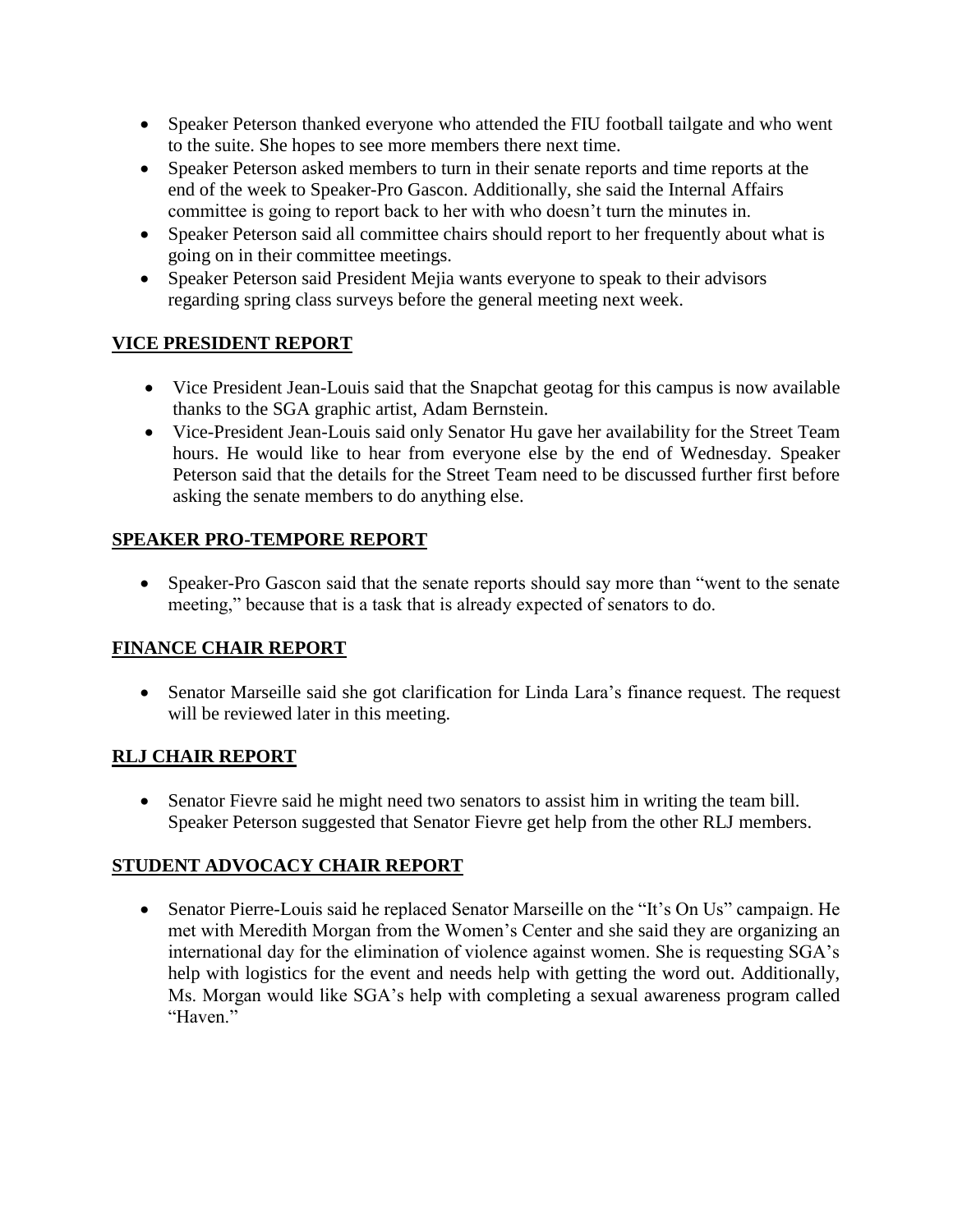- Speaker Peterson thanked everyone who attended the FIU football tailgate and who went to the suite. She hopes to see more members there next time.
- Speaker Peterson asked members to turn in their senate reports and time reports at the end of the week to Speaker-Pro Gascon. Additionally, she said the Internal Affairs committee is going to report back to her with who doesn't turn the minutes in.
- Speaker Peterson said all committee chairs should report to her frequently about what is going on in their committee meetings.
- Speaker Peterson said President Mejia wants everyone to speak to their advisors regarding spring class surveys before the general meeting next week.

## VICE PRESIDENT REPORT

- Vice President Jean-Louis said that the Snapchat geotag for this campus is now available thanks to the SGA graphic artist, Adam Bernstein.
- Vice-President Jean-Louis said only Senator Hu gave her availability for the Street Team hours. He would like to hear from everyone else by the end of Wednesday. Speaker Peterson said that the details for the Street Team need to be discussed further first before asking the senate members to do anything else.

## SPEAKER PRO-TEMPORE REPORT

- Speaker-Pro Gascon said that the senate reports should say more than "went to the senate meeting," because that is a task that is already expected of senators to do.

## FINANCE CHAIR REPORT

- Senator Marseille said she got clarification for Linda Lara's finance request. The request will be reviewed later in this meeting.

## RLJ CHAIR REPORT

- Senator Fievre said he might need two senators to assist him in writing the team bill. Speaker Peterson suggested that Senator Fievre get help from the other RLJ members.

## STUDENT ADVOCACY CHAIR REPORT

- Senator Pierre-Louis said he replaced Senator Marseille on the "It's On Us" campaign. He met with Meredith Morgan from the Women's Center and she said they are organizing an international day for the elimination of violence against women. She is requesting SGA's help with logistics for the event and needs help with getting the word out. Additionally, Ms. Morgan would like SGA's help with completing a sexual awareness program called "Haven."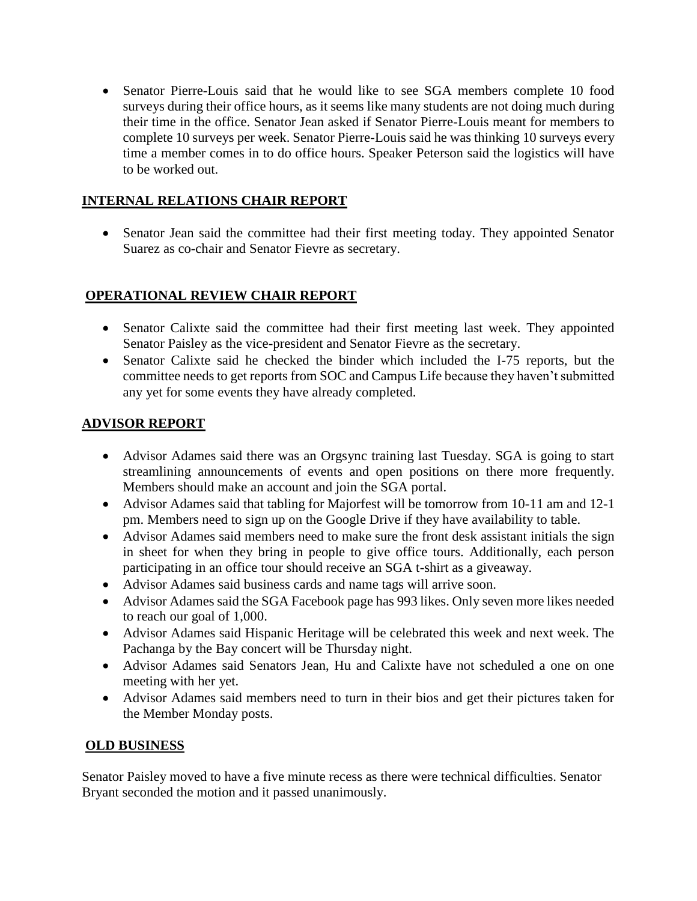- Senator Pierre-Louis said that he would like to see SGA members complete 10 food surveys during their office hours, as it seems like many students are not doing much during their time in the office. Senator Jean asked if Senator Pierre-Louis meant for members to complete 10 surveys per week. Senator Pierre-Louis said he was thinking 10 surveys every time a member comes in to do office hours. Speaker Peterson said the logistics will have to be worked out.

## INTERNAL RELATIONS CHAIR REPORT

- Senator Jean said the committee had their first meeting today. They appointed Senator Suarez as co-chair and Senator Fievre as secretary.

## OPERATIONAL REVIEW CHAIR REPORT

- Senator Calixte said the committee had their first meeting last week. They appointed Senator Paisley as the vice-president and Senator Fievre as the secretary.
- Senator Calixte said he checked the binder which included the I-75 reports, but the committee needs to get reports from SOC and Campus Life because they haven't submitted any yet for some events they have already completed.

## ADVISOR REPORT

- Advisor Adames said there was an Orgsync training last Tuesday. SGA is going to start streamlining announcements of events and open positions on there more frequently. Members should make an account and join the SGA portal.
- Advisor Adames said that tabling for Majorfest will be tomorrow from 10-11 am and 12-1 pm. Members need to sign up on the Google Drive if they have availability to table.
- Advisor Adames said members need to make sure the front desk assistant initials the sign in sheet for when they bring in people to give office tours. Additionally, each person participating in an office tour should receive an SGA t-shirt as a giveaway.
- Advisor Adames said business cards and name tags will arrive soon.
- Advisor Adames said the SGA Facebook page has 993 likes. Only seven more likes needed to reach our goal of 1,000.
- Advisor Adames said Hispanic Heritage will be celebrated this week and next week. The Pachanga by the Bay concert will be Thursday night.
- Advisor Adames said Senators Jean, Hu and Calixte have not scheduled a one on one meeting with her yet.
- Advisor Adames said members need to turn in their bios and get their pictures taken for the Member Monday posts.

## OLD BUSINESS

Senator Paisley moved to have a five minute recess as there were technical difficulties. Senator Bryant seconded the motion and it passed unanimously.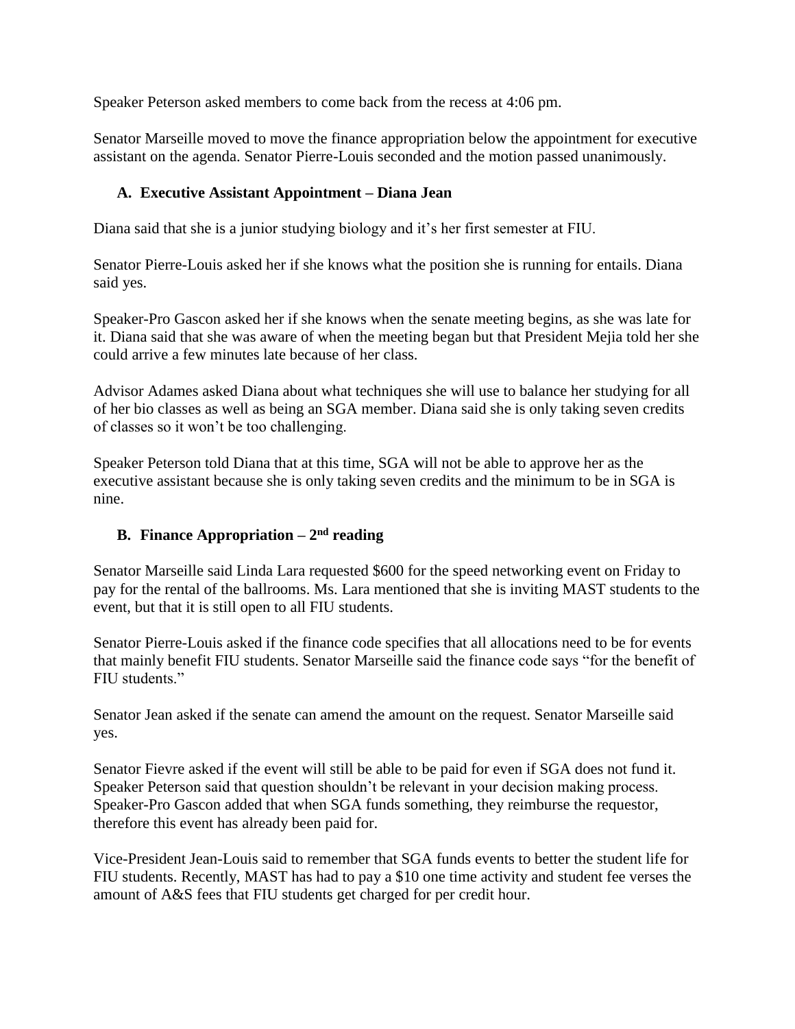Speaker Peterson asked members to come back from the recess at 4:06 pm.

Senator Marseille moved to move the finance appropriation below the appointment for executive assistant on the agenda. Senator Pierre-Louis seconded and the motion passed unanimously.

### A. Executive Assistant Appointment – Diana Jean

Diana said that she is a junior studying biology and it's her first semester at FIU.

Senator Pierre-Louis asked her if she knows what the position she is running for entails. Diana said yes.

Speaker-Pro Gascon asked her if she knows when the senate meeting begins, as she was late for it. Diana said that she was aware of when the meeting began but that President Mejia told her she could arrive a few minutes late because of her class.

Advisor Adames asked Diana about what techniques she will use to balance her studying for all of her bio classes as well as being an SGA member. Diana said she is only taking seven credits of classes so it won't be too challenging.

Speaker Peterson told Diana that at this time, SGA will not be able to approve her as the executive assistant because she is only taking seven credits and the minimum to be in SGA is nine.

### B. Finance Appropriation – 2nd reading

Senator Marseille said Linda Lara requested $600 for the speed networking event on Friday to pay for the rental of the ballrooms. Ms. Lara mentioned that she is inviting MAST students to the event, but that it is still open to all FIU students.

Senator Pierre-Louis asked if the finance code specifies that all allocations need to be for events that mainly benefit FIU students. Senator Marseille said the finance code says "for the benefit of FIU students."

Senator Jean asked if the senate can amend the amount on the request. Senator Marseille said yes.

Senator Fievre asked if the event will still be able to be paid for even if SGA does not fund it. Speaker Peterson said that question shouldn't be relevant in your decision making process. Speaker-Pro Gascon added that when SGA funds something, they reimburse the requestor, therefore this event has already been paid for.

Vice-President Jean-Louis said to remember that SGA funds events to better the student life for FIU students. Recently, MAST has had to pay a $10 one time activity and student fee verses the amount of A&S fees that FIU students get charged for per credit hour.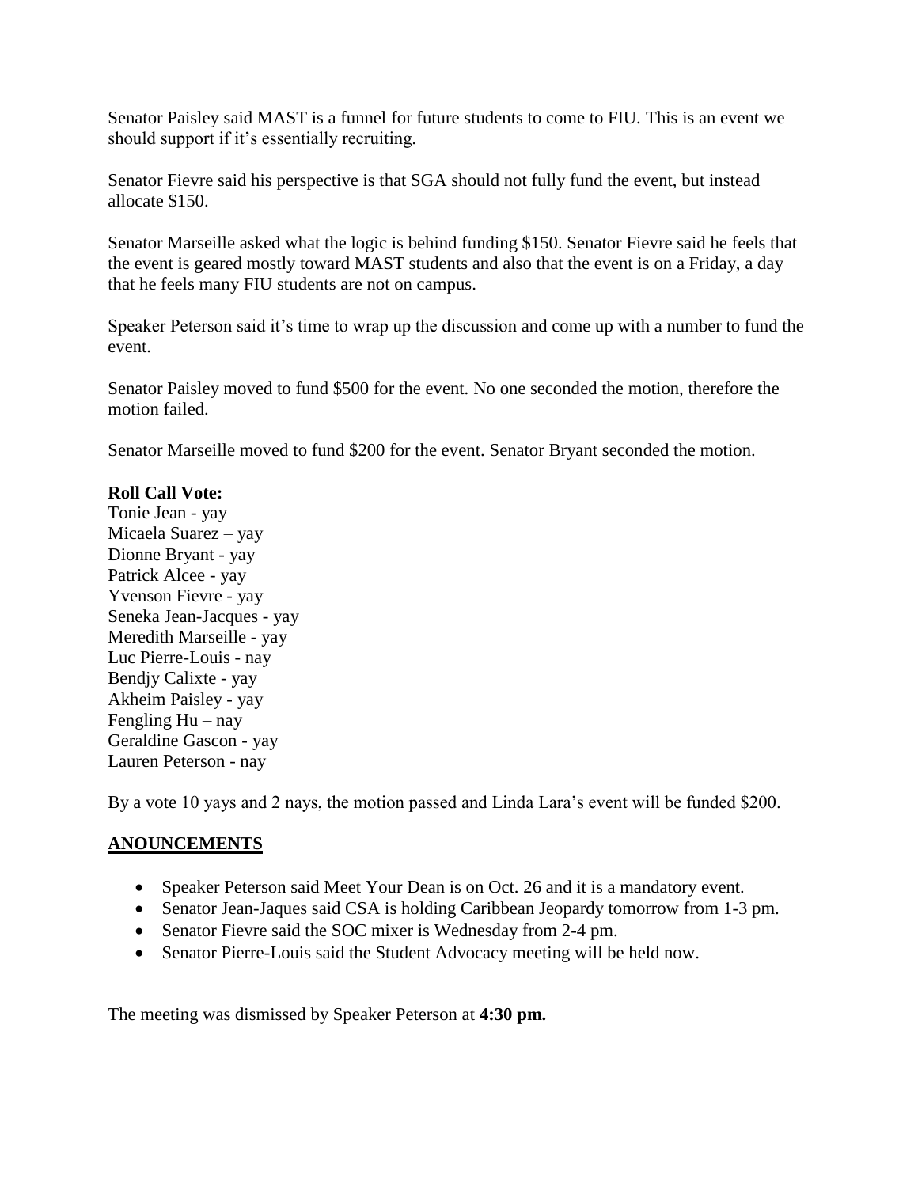Senator Paisley said MAST is a funnel for future students to come to FIU. This is an event we should support if it's essentially recruiting.

Senator Fievre said his perspective is that SGA should not fully fund the event, but instead allocate $150.

Senator Marseille asked what the logic is behind funding $150. Senator Fievre said he feels that the event is geared mostly toward MAST students and also that the event is on a Friday, a day that he feels many FIU students are not on campus.

Speaker Peterson said it's time to wrap up the discussion and come up with a number to fund the event.

Senator Paisley moved to fund $500 for the event. No one seconded the motion, therefore the motion failed.

Senator Marseille moved to fund $200 for the event. Senator Bryant seconded the motion.

**Roll Call Vote:**
Tonie Jean - yay
Micaela Suarez – yay
Dionne Bryant - yay
Patrick Alcee - yay
Yvenson Fievre - yay
Seneka Jean-Jacques - yay
Meredith Marseille - yay
Luc Pierre-Louis - nay
Bendjy Calixte - yay
Akheim Paisley - yay
Fengling Hu – nay
Geraldine Gascon - yay
Lauren Peterson - nay

By a vote 10 yays and 2 nays, the motion passed and Linda Lara's event will be funded $200.

## ANOUNCEMENTS

- Speaker Peterson said Meet Your Dean is on Oct. 26 and it is a mandatory event.
- Senator Jean-Jaques said CSA is holding Caribbean Jeopardy tomorrow from 1-3 pm.
- Senator Fievre said the SOC mixer is Wednesday from 2-4 pm.
- Senator Pierre-Louis said the Student Advocacy meeting will be held now.

The meeting was dismissed by Speaker Peterson at **4:30 pm.**